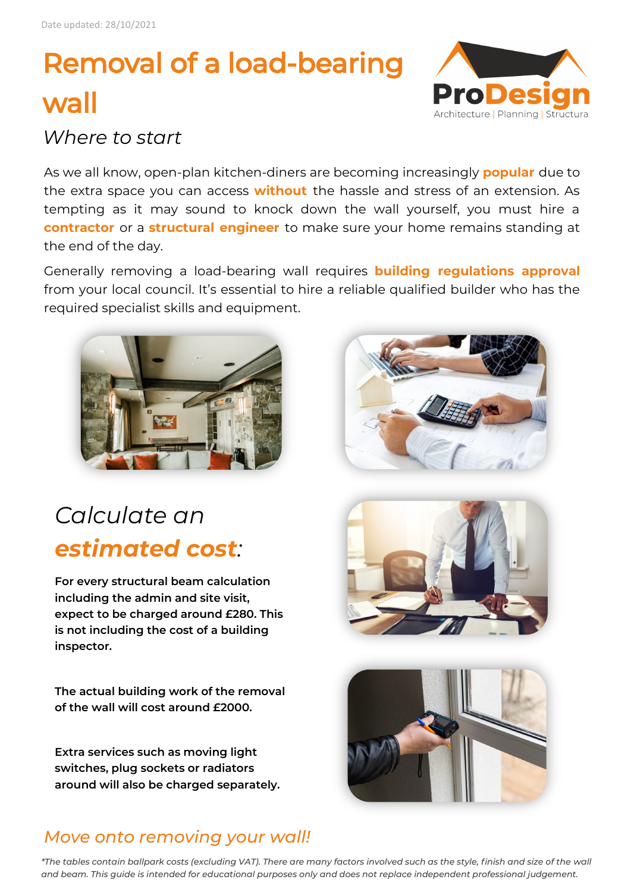Date updated: 28/10/2021

# Removal of a load-bearing wall

ProDesign
Architecture | Planning | Structura

## *Where to start*

As we all know, open-plan kitchen-diners are becoming increasingly **popular** due to the extra space you can access **without** the hassle and stress of an extension. As tempting as it may sound to knock down the wall yourself, you must hire a **contractor** or a **structural engineer** to make sure your home remains standing at the end of the day.

Generally removing a load-bearing wall requires **building regulations approval** from your local council. It's essential to hire a reliable qualified builder who has the required specialist skills and equipment.

## *Calculate an* ***estimated cost****:*

**For every structural beam calculation including the admin and site visit, expect to be charged around £280. This is not including the cost of a building inspector.**

**The actual building work of the removal of the wall will cost around £2000.**

**Extra services such as moving light switches, plug sockets or radiators around will also be charged separately.**

## *Move onto removing your wall!*

*\*The tables contain ballpark costs (excluding VAT). There are many factors involved such as the style, finish and size of the wall and beam. This guide is intended for educational purposes only and does not replace independent professional judgement.*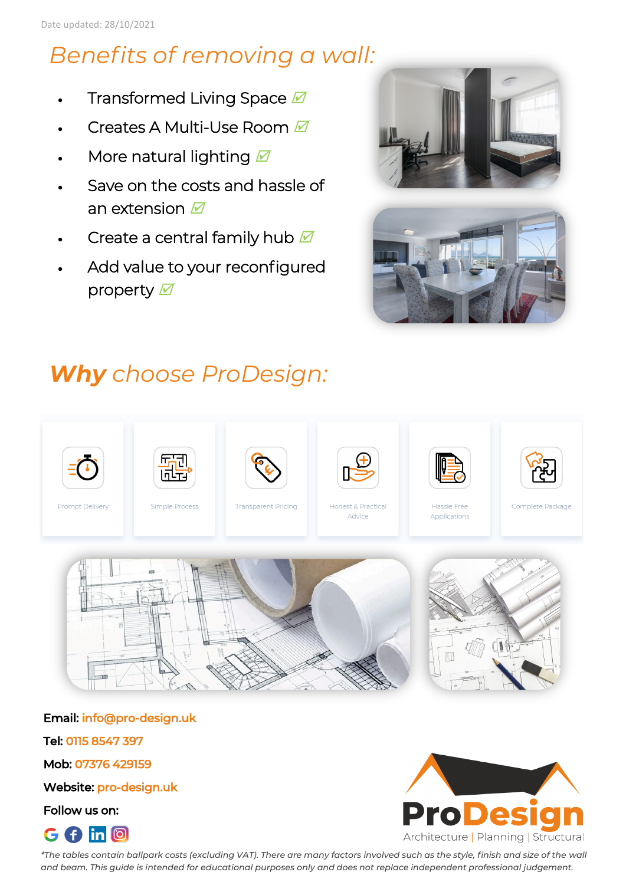Date updated: 28/10/2021

## *Benefits of removing a wall:*

- Transformed Living Space ☑
- Creates A Multi-Use Room ☑
- More natural lighting ☑
- Save on the costs and hassle of an extension ☑
- Create a central family hub ☑
- Add value to your reconfigured property ☑

## ***Why** choose ProDesign:*

Prompt Delivery

Simple Process

Transparent Pricing

Honest & Practical Advice

Hassle Free Applications

Complete Package

**Email:** info@pro-design.uk

**Tel:** 0115 8547 397

**Mob:** 07376 429159

**Website:** pro-design.uk

**Follow us on:**

ProDesign
Architecture | Planning | Structural

*\*The tables contain ballpark costs (excluding VAT). There are many factors involved such as the style, finish and size of the wall and beam. This guide is intended for educational purposes only and does not replace independent professional judgement.*